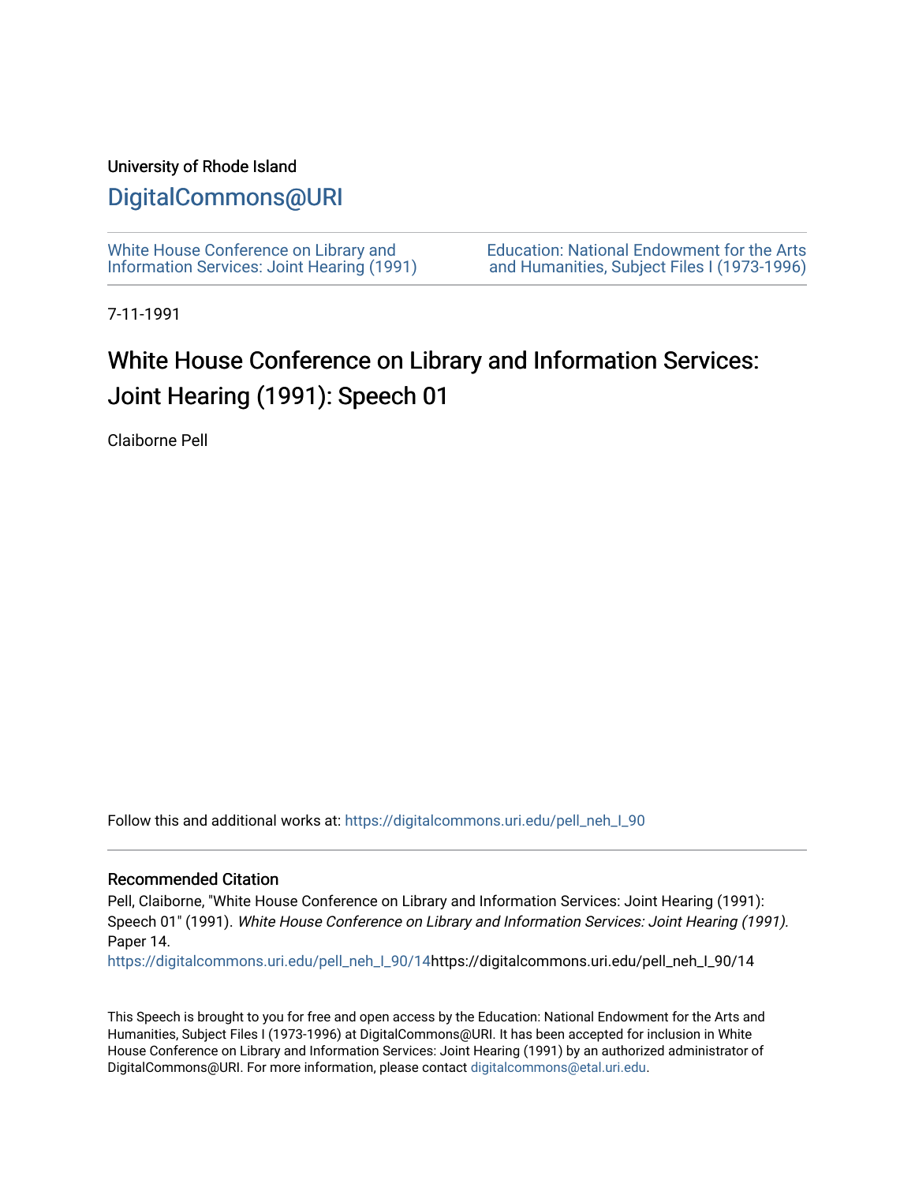University of Rhode Island

# DigitalCommons@URI

White House Conference on Library and Information Services: Joint Hearing (1991)

Education: National Endowment for the Arts and Humanities, Subject Files I (1973-1996)

7-11-1991

# White House Conference on Library and Information Services: Joint Hearing (1991): Speech 01

Claiborne Pell

Follow this and additional works at: https://digitalcommons.uri.edu/pell_neh_I_90

## Recommended Citation

Pell, Claiborne, "White House Conference on Library and Information Services: Joint Hearing (1991): Speech 01" (1991). *White House Conference on Library and Information Services: Joint Hearing (1991)*. Paper 14.
https://digitalcommons.uri.edu/pell_neh_I_90/14https://digitalcommons.uri.edu/pell_neh_I_90/14

This Speech is brought to you for free and open access by the Education: National Endowment for the Arts and Humanities, Subject Files I (1973-1996) at DigitalCommons@URI. It has been accepted for inclusion in White House Conference on Library and Information Services: Joint Hearing (1991) by an authorized administrator of DigitalCommons@URI. For more information, please contact digitalcommons@etal.uri.edu.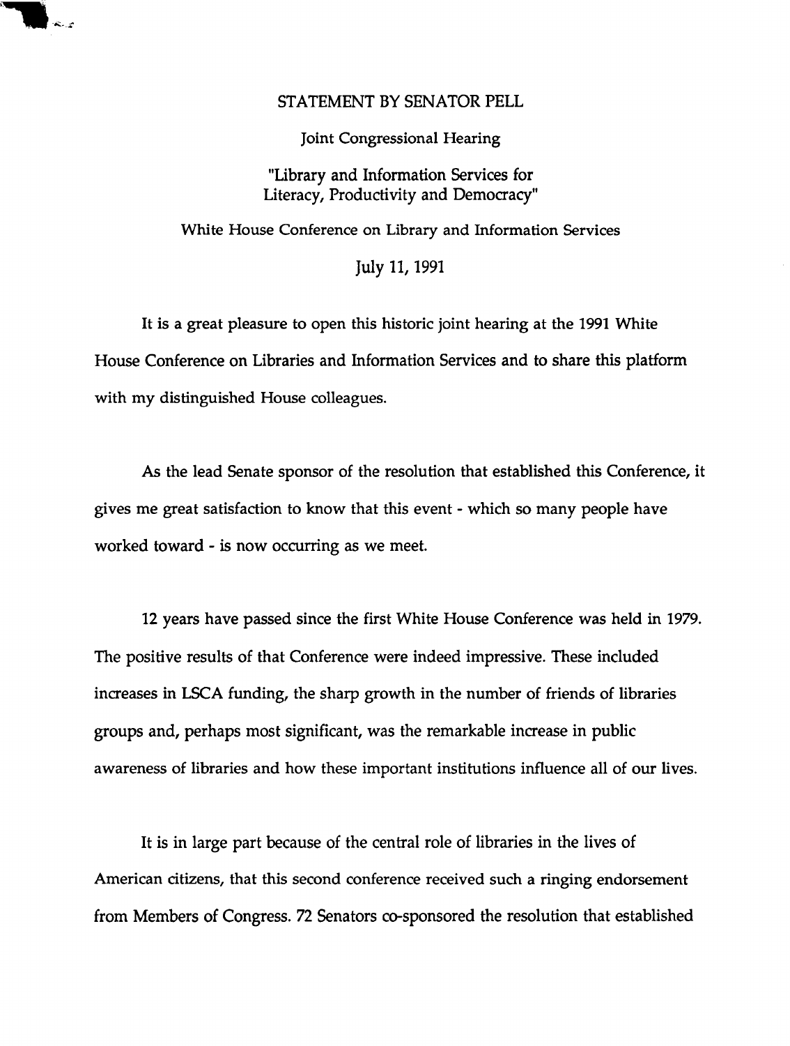STATEMENT BY SENATOR PELL

Joint Congressional Hearing

"Library and Information Services for Literacy, Productivity and Democracy"

White House Conference on Library and Information Services

July 11, 1991

It is a great pleasure to open this historic joint hearing at the 1991 White House Conference on Libraries and Information Services and to share this platform with my distinguished House colleagues.

As the lead Senate sponsor of the resolution that established this Conference, it gives me great satisfaction to know that this event - which so many people have worked toward - is now occurring as we meet.

12 years have passed since the first White House Conference was held in 1979. The positive results of that Conference were indeed impressive. These included increases in LSCA funding, the sharp growth in the number of friends of libraries groups and, perhaps most significant, was the remarkable increase in public awareness of libraries and how these important institutions influence all of our lives.

It is in large part because of the central role of libraries in the lives of American citizens, that this second conference received such a ringing endorsement from Members of Congress. 72 Senators co-sponsored the resolution that established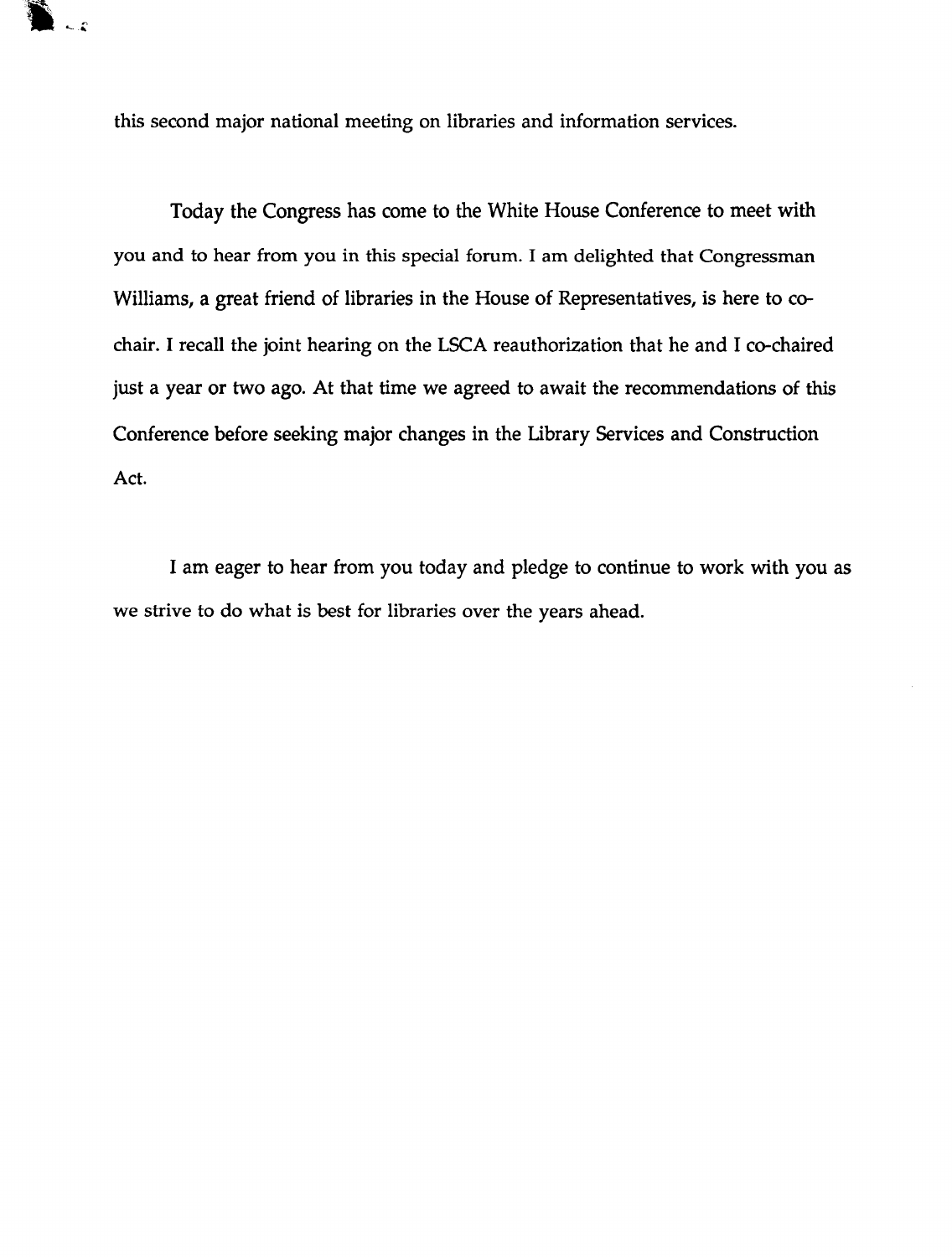this second major national meeting on libraries and information services.

Today the Congress has come to the White House Conference to meet with you and to hear from you in this special forum. I am delighted that Congressman Williams, a great friend of libraries in the House of Representatives, is here to co-chair. I recall the joint hearing on the LSCA reauthorization that he and I co-chaired just a year or two ago. At that time we agreed to await the recommendations of this Conference before seeking major changes in the Library Services and Construction Act.

I am eager to hear from you today and pledge to continue to work with you as we strive to do what is best for libraries over the years ahead.